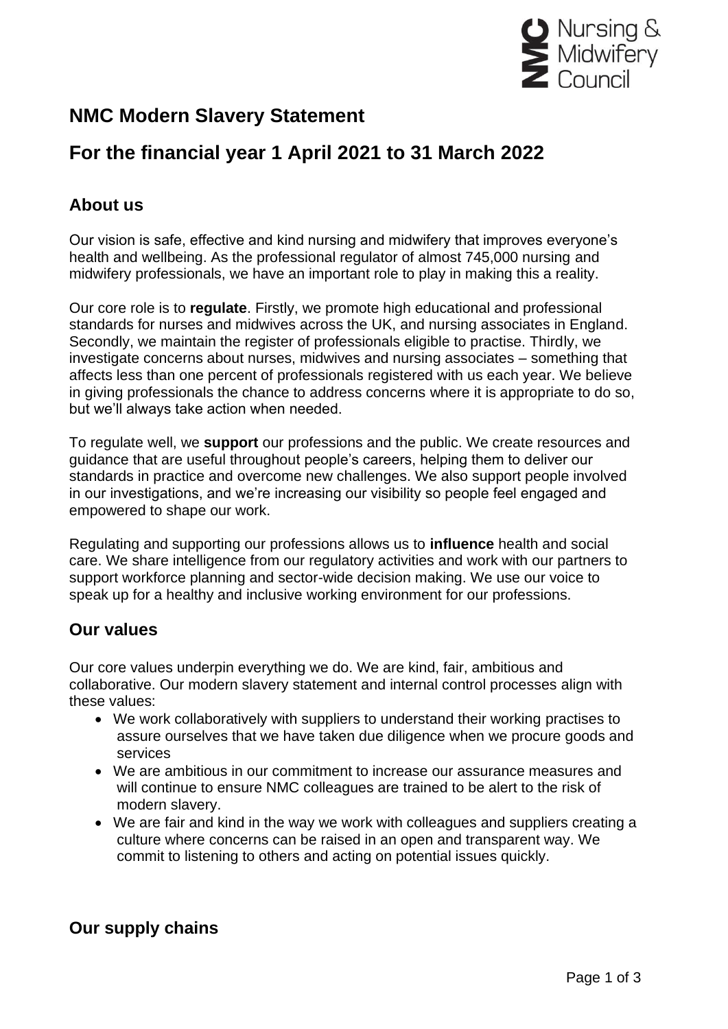# NMC Modern Slavery Statement

# For the financial year 1 April 2021 to 31 March 2022

## About us

Our vision is safe, effective and kind nursing and midwifery that improves everyone's health and wellbeing. As the professional regulator of almost 745,000 nursing and midwifery professionals, we have an important role to play in making this a reality.

Our core role is to **regulate**. Firstly, we promote high educational and professional standards for nurses and midwives across the UK, and nursing associates in England. Secondly, we maintain the register of professionals eligible to practise. Thirdly, we investigate concerns about nurses, midwives and nursing associates – something that affects less than one percent of professionals registered with us each year. We believe in giving professionals the chance to address concerns where it is appropriate to do so, but we'll always take action when needed.

To regulate well, we **support** our professions and the public. We create resources and guidance that are useful throughout people's careers, helping them to deliver our standards in practice and overcome new challenges. We also support people involved in our investigations, and we're increasing our visibility so people feel engaged and empowered to shape our work.

Regulating and supporting our professions allows us to **influence** health and social care. We share intelligence from our regulatory activities and work with our partners to support workforce planning and sector-wide decision making. We use our voice to speak up for a healthy and inclusive working environment for our professions.

## Our values

Our core values underpin everything we do. We are kind, fair, ambitious and collaborative. Our modern slavery statement and internal control processes align with these values:

- We work collaboratively with suppliers to understand their working practises to assure ourselves that we have taken due diligence when we procure goods and services
- We are ambitious in our commitment to increase our assurance measures and will continue to ensure NMC colleagues are trained to be alert to the risk of modern slavery.
- We are fair and kind in the way we work with colleagues and suppliers creating a culture where concerns can be raised in an open and transparent way. We commit to listening to others and acting on potential issues quickly.

## Our supply chains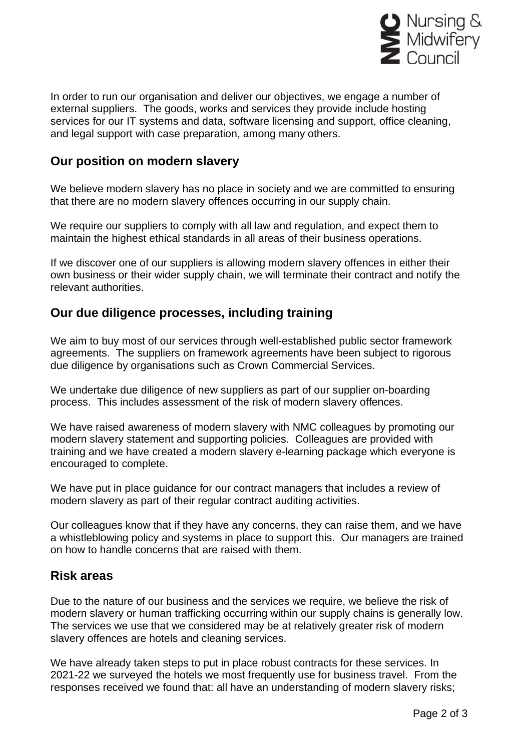In order to run our organisation and deliver our objectives, we engage a number of external suppliers. The goods, works and services they provide include hosting services for our IT systems and data, software licensing and support, office cleaning, and legal support with case preparation, among many others.

## Our position on modern slavery

We believe modern slavery has no place in society and we are committed to ensuring that there are no modern slavery offences occurring in our supply chain.

We require our suppliers to comply with all law and regulation, and expect them to maintain the highest ethical standards in all areas of their business operations.

If we discover one of our suppliers is allowing modern slavery offences in either their own business or their wider supply chain, we will terminate their contract and notify the relevant authorities.

## Our due diligence processes, including training

We aim to buy most of our services through well-established public sector framework agreements. The suppliers on framework agreements have been subject to rigorous due diligence by organisations such as Crown Commercial Services.

We undertake due diligence of new suppliers as part of our supplier on-boarding process. This includes assessment of the risk of modern slavery offences.

We have raised awareness of modern slavery with NMC colleagues by promoting our modern slavery statement and supporting policies. Colleagues are provided with training and we have created a modern slavery e-learning package which everyone is encouraged to complete.

We have put in place guidance for our contract managers that includes a review of modern slavery as part of their regular contract auditing activities.

Our colleagues know that if they have any concerns, they can raise them, and we have a whistleblowing policy and systems in place to support this. Our managers are trained on how to handle concerns that are raised with them.

## Risk areas

Due to the nature of our business and the services we require, we believe the risk of modern slavery or human trafficking occurring within our supply chains is generally low. The services we use that we considered may be at relatively greater risk of modern slavery offences are hotels and cleaning services.

We have already taken steps to put in place robust contracts for these services. In 2021-22 we surveyed the hotels we most frequently use for business travel. From the responses received we found that: all have an understanding of modern slavery risks;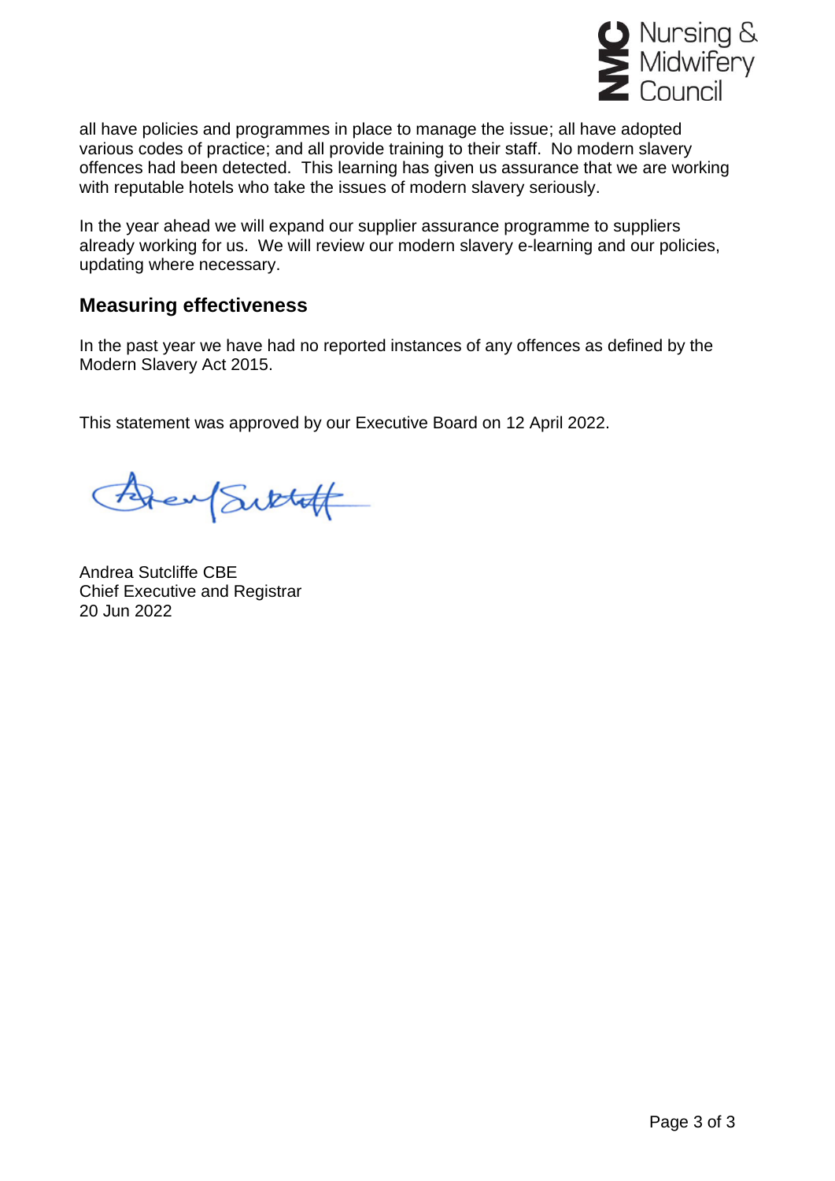all have policies and programmes in place to manage the issue; all have adopted various codes of practice; and all provide training to their staff. No modern slavery offences had been detected. This learning has given us assurance that we are working with reputable hotels who take the issues of modern slavery seriously.

In the year ahead we will expand our supplier assurance programme to suppliers already working for us. We will review our modern slavery e-learning and our policies, updating where necessary.

## Measuring effectiveness

In the past year we have had no reported instances of any offences as defined by the Modern Slavery Act 2015.

This statement was approved by our Executive Board on 12 April 2022.

Andrea Sutcliffe CBE
Chief Executive and Registrar
20 Jun 2022